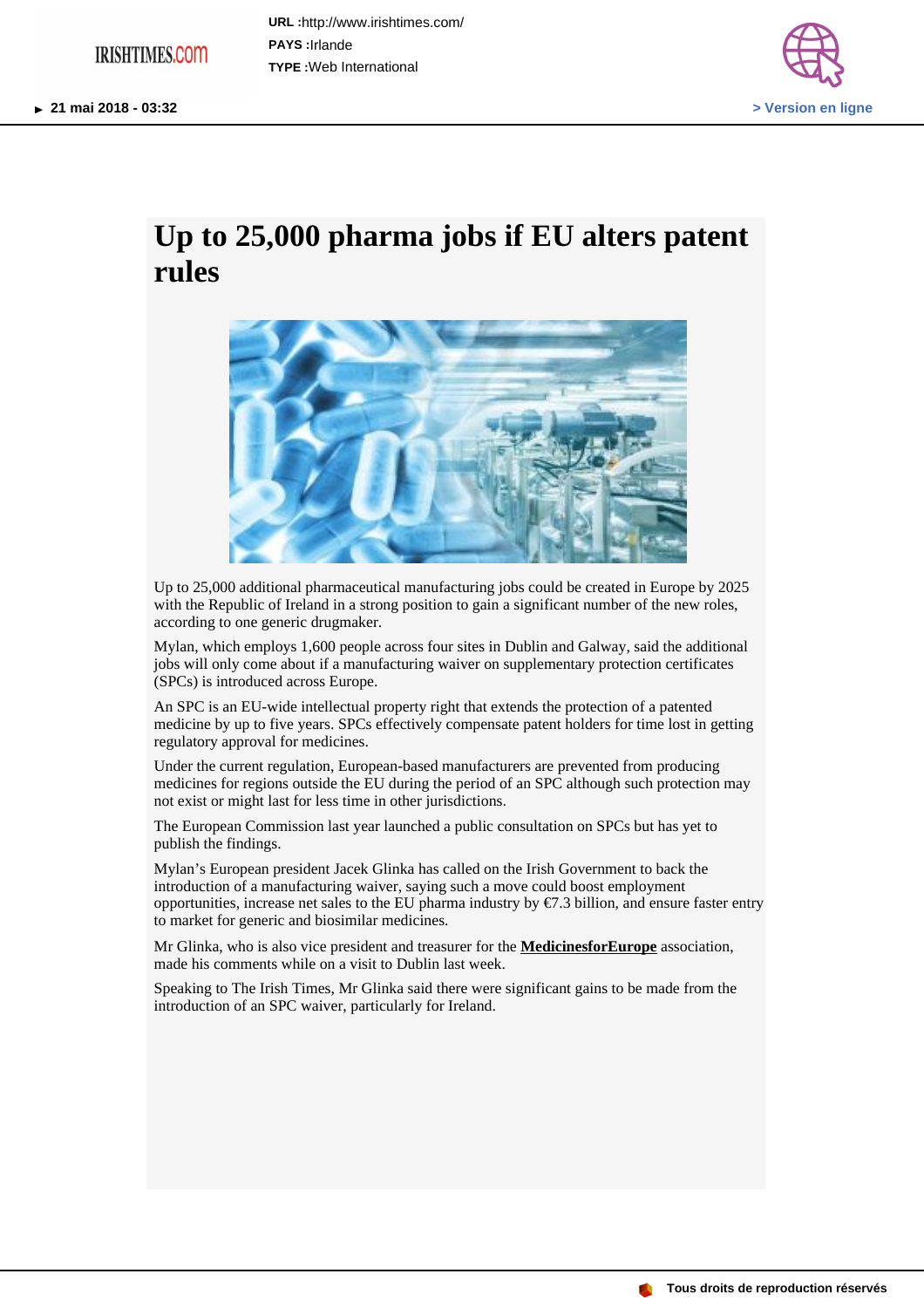URL :http://www.irishtimes.com/

PAYS :Irlande

TYPE :Web International

21 mai 2018 - 03:32

> Version en ligne

# Up to 25,000 pharma jobs if EU alters patent rules

Up to 25,000 additional pharmaceutical manufacturing jobs could be created in Europe by 2025 with the Republic of Ireland in a strong position to gain a significant number of the new roles, according to one generic drugmaker.

Mylan, which employs 1,600 people across four sites in Dublin and Galway, said the additional jobs will only come about if a manufacturing waiver on supplementary protection certificates (SPCs) is introduced across Europe.

An SPC is an EU-wide intellectual property right that extends the protection of a patented medicine by up to five years. SPCs effectively compensate patent holders for time lost in getting regulatory approval for medicines.

Under the current regulation, European-based manufacturers are prevented from producing medicines for regions outside the EU during the period of an SPC although such protection may not exist or might last for less time in other jurisdictions.

The European Commission last year launched a public consultation on SPCs but has yet to publish the findings.

Mylan's European president Jacek Glinka has called on the Irish Government to back the introduction of a manufacturing waiver, saying such a move could boost employment opportunities, increase net sales to the EU pharma industry by €7.3 billion, and ensure faster entry to market for generic and biosimilar medicines.

Mr Glinka, who is also vice president and treasurer for the **MedicinesforEurope** association, made his comments while on a visit to Dublin last week.

Speaking to The Irish Times, Mr Glinka said there were significant gains to be made from the introduction of an SPC waiver, particularly for Ireland.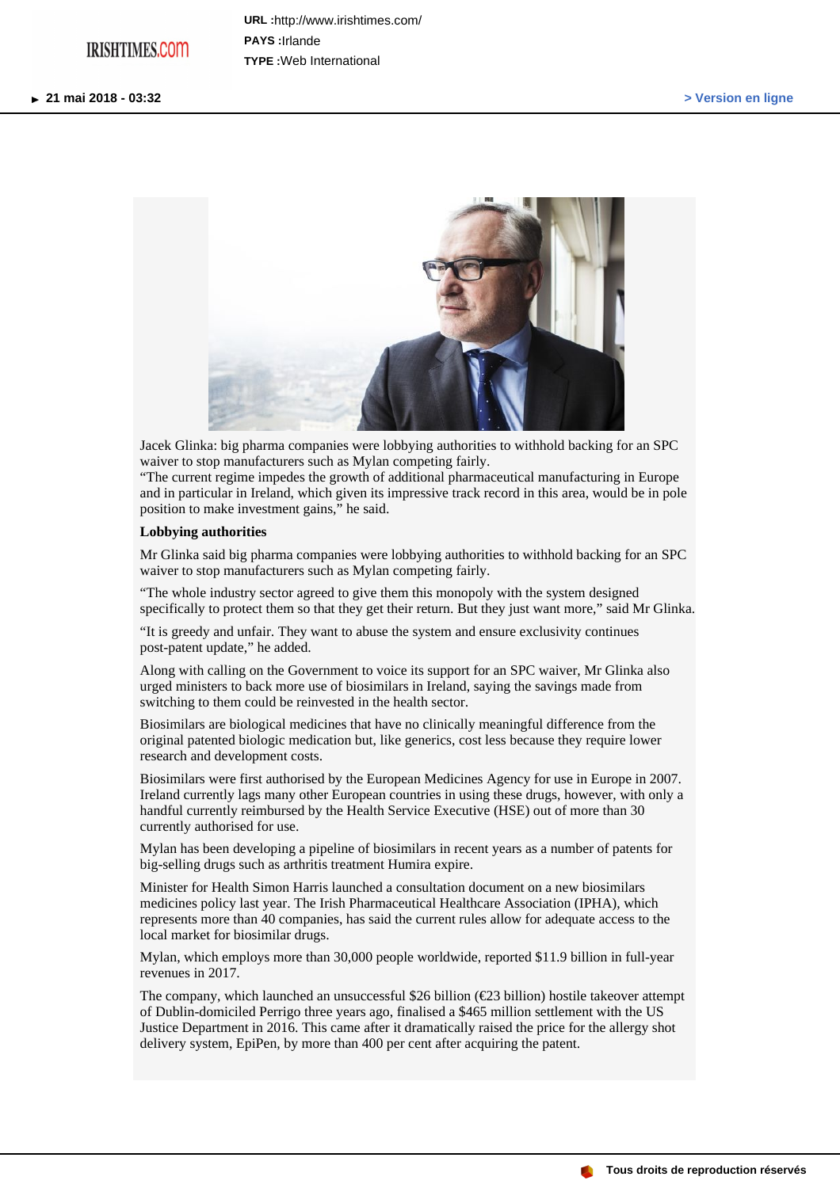Jacek Glinka: big pharma companies were lobbying authorities to withhold backing for an SPC waiver to stop manufacturers such as Mylan competing fairly.

"The current regime impedes the growth of additional pharmaceutical manufacturing in Europe and in particular in Ireland, which given its impressive track record in this area, would be in pole position to make investment gains," he said.

**Lobbying authorities**

Mr Glinka said big pharma companies were lobbying authorities to withhold backing for an SPC waiver to stop manufacturers such as Mylan competing fairly.

"The whole industry sector agreed to give them this monopoly with the system designed specifically to protect them so that they get their return. But they just want more," said Mr Glinka.

"It is greedy and unfair. They want to abuse the system and ensure exclusivity continues post-patent update," he added.

Along with calling on the Government to voice its support for an SPC waiver, Mr Glinka also urged ministers to back more use of biosimilars in Ireland, saying the savings made from switching to them could be reinvested in the health sector.

Biosimilars are biological medicines that have no clinically meaningful difference from the original patented biologic medication but, like generics, cost less because they require lower research and development costs.

Biosimilars were first authorised by the European Medicines Agency for use in Europe in 2007. Ireland currently lags many other European countries in using these drugs, however, with only a handful currently reimbursed by the Health Service Executive (HSE) out of more than 30 currently authorised for use.

Mylan has been developing a pipeline of biosimilars in recent years as a number of patents for big-selling drugs such as arthritis treatment Humira expire.

Minister for Health Simon Harris launched a consultation document on a new biosimilars medicines policy last year. The Irish Pharmaceutical Healthcare Association (IPHA), which represents more than 40 companies, has said the current rules allow for adequate access to the local market for biosimilar drugs.

Mylan, which employs more than 30,000 people worldwide, reported $11.9 billion in full-year revenues in 2017.

The company, which launched an unsuccessful $26 billion (€23 billion) hostile takeover attempt of Dublin-domiciled Perrigo three years ago, finalised a $465 million settlement with the US Justice Department in 2016. This came after it dramatically raised the price for the allergy shot delivery system, EpiPen, by more than 400 per cent after acquiring the patent.